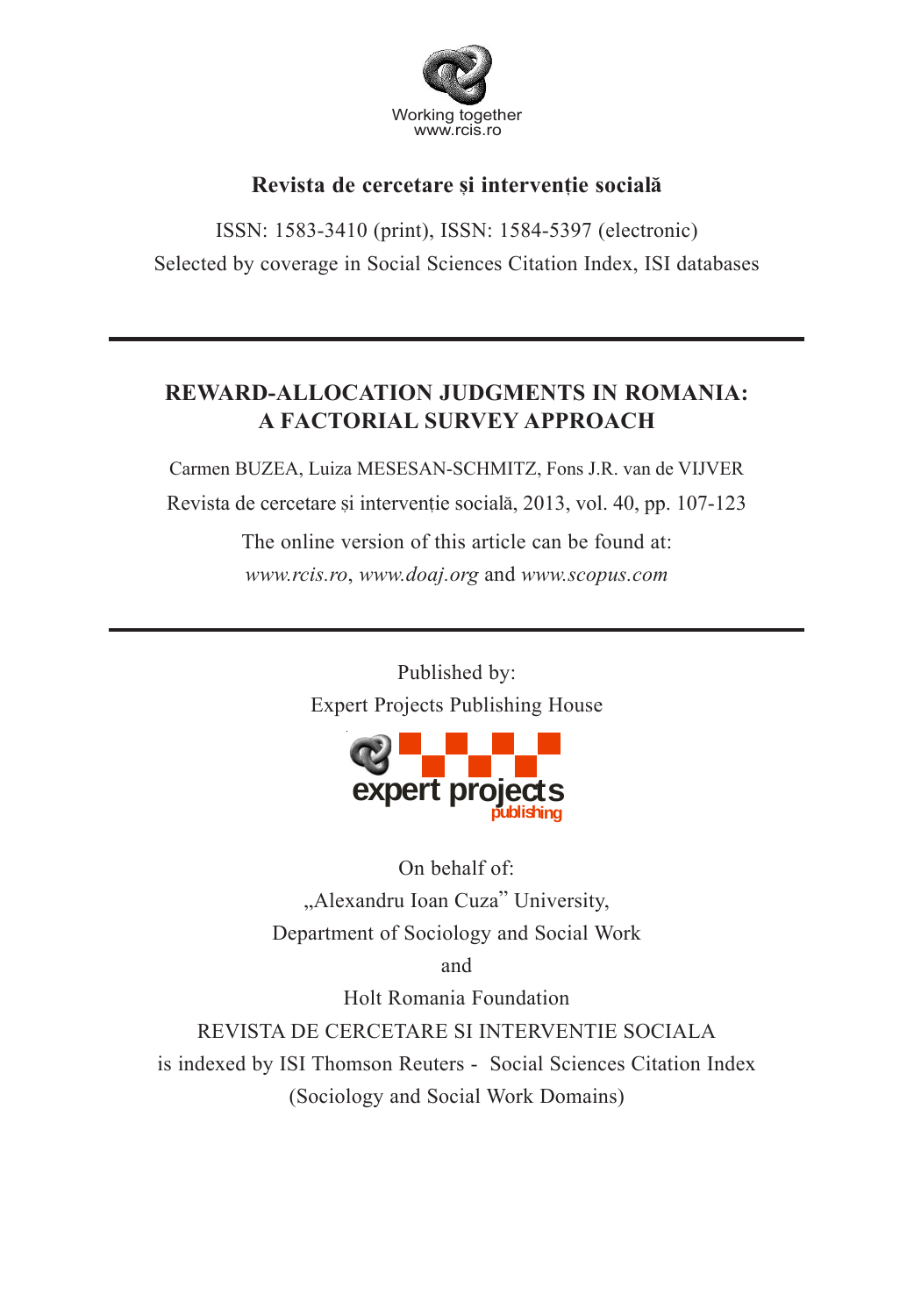Working together
www.rcis.ro

**Revista de cercetare și intervenție socială**

ISSN: 1583-3410 (print), ISSN: 1584-5397 (electronic)

Selected by coverage in Social Sciences Citation Index, ISI databases

---

# REWARD-ALLOCATION JUDGMENTS IN ROMANIA: A FACTORIAL SURVEY APPROACH

Carmen BUZEA, Luiza MESESAN-SCHMITZ, Fons J.R. van de VIJVER

Revista de cercetare și intervenție socială, 2013, vol. 40, pp. 107-123

The online version of this article can be found at:

*www.rcis.ro*, *www.doaj.org* and *www.scopus.com*

---

Published by:

Expert Projects Publishing House

expert projects publishing

On behalf of:

„Alexandru Ioan Cuza" University,

Department of Sociology and Social Work

and

Holt Romania Foundation

REVISTA DE CERCETARE SI INTERVENTIE SOCIALA

is indexed by ISI Thomson Reuters - Social Sciences Citation Index

(Sociology and Social Work Domains)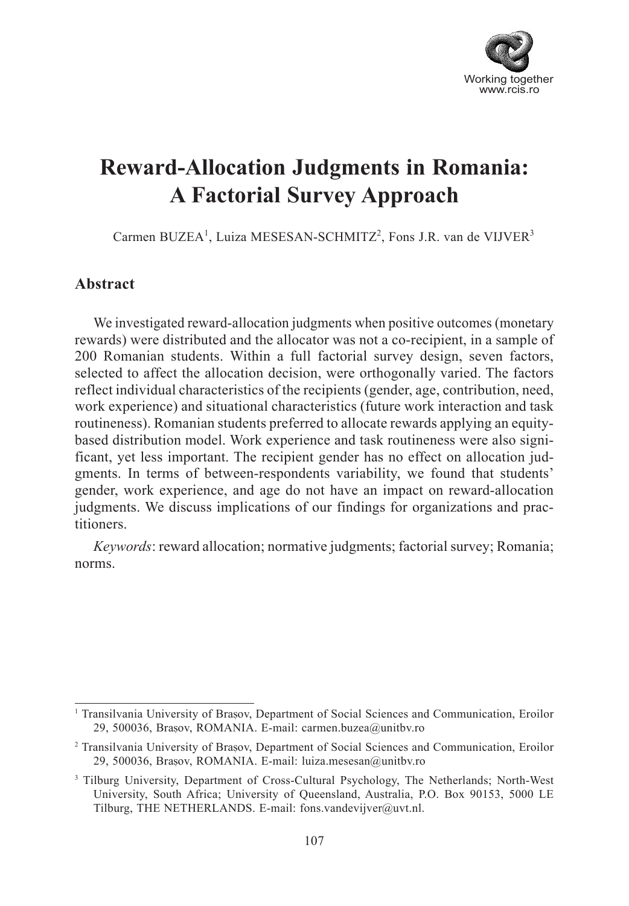# Reward-Allocation Judgments in Romania: A Factorial Survey Approach

Carmen BUZEA[1], Luiza MESESAN-SCHMITZ[2], Fons J.R. van de VIJVER[3]

## Abstract

We investigated reward-allocation judgments when positive outcomes (monetary rewards) were distributed and the allocator was not a co-recipient, in a sample of 200 Romanian students. Within a full factorial survey design, seven factors, selected to affect the allocation decision, were orthogonally varied. The factors reflect individual characteristics of the recipients (gender, age, contribution, need, work experience) and situational characteristics (future work interaction and task routineness). Romanian students preferred to allocate rewards applying an equity-based distribution model. Work experience and task routineness were also significant, yet less important. The recipient gender has no effect on allocation judgments. In terms of between-respondents variability, we found that students' gender, work experience, and age do not have an impact on reward-allocation judgments. We discuss implications of our findings for organizations and practitioners.

*Keywords*: reward allocation; normative judgments; factorial survey; Romania; norms.

---

[1] Transilvania University of Brașov, Department of Social Sciences and Communication, Eroilor 29, 500036, Brașov, ROMANIA. E-mail: carmen.buzea@unitbv.ro

[2] Transilvania University of Brașov, Department of Social Sciences and Communication, Eroilor 29, 500036, Brașov, ROMANIA. E-mail: luiza.mesesan@unitbv.ro

[3] Tilburg University, Department of Cross-Cultural Psychology, The Netherlands; North-West University, South Africa; University of Queensland, Australia, P.O. Box 90153, 5000 LE Tilburg, THE NETHERLANDS. E-mail: fons.vandevijver@uvt.nl.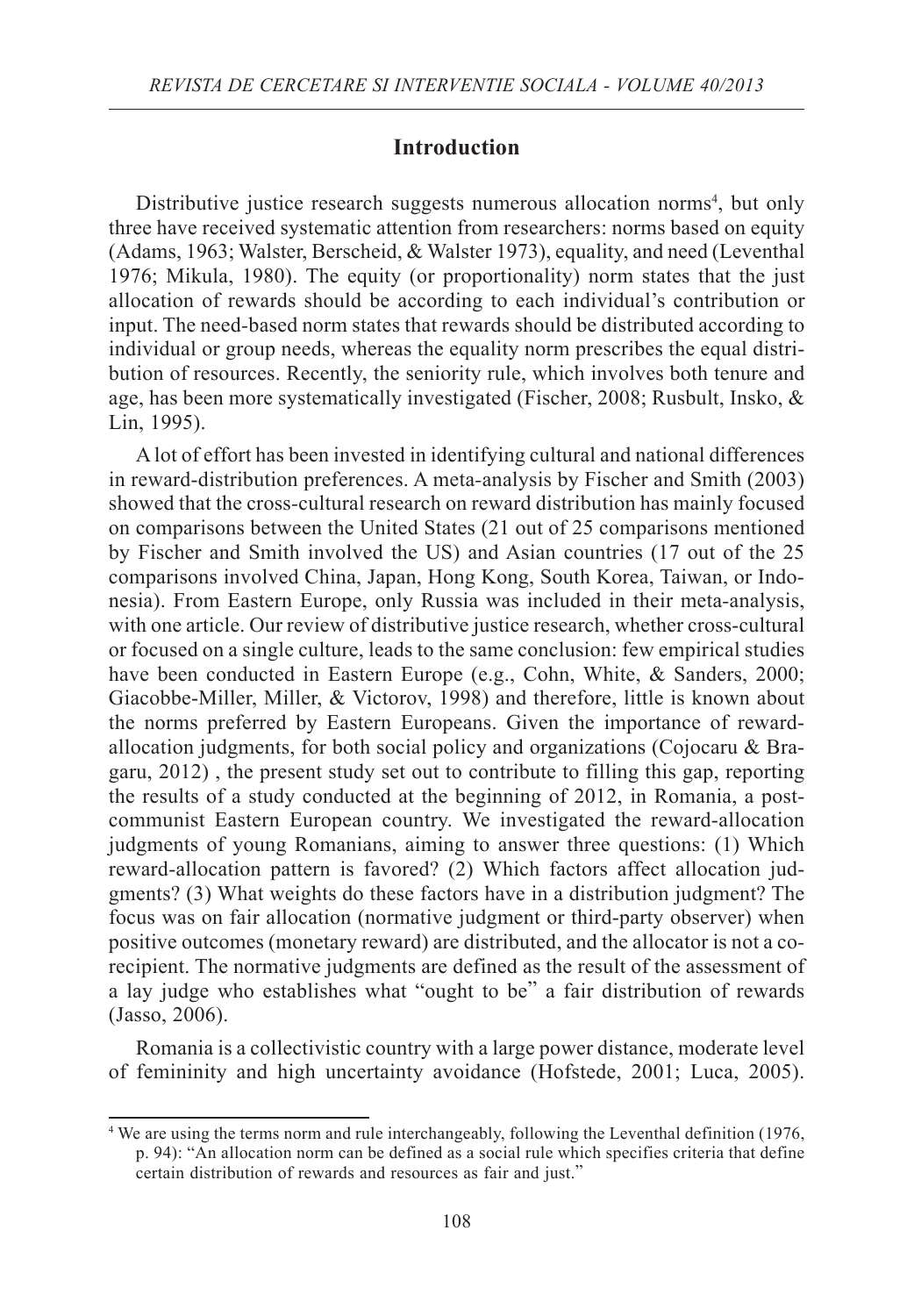## Introduction

Distributive justice research suggests numerous allocation norms[4], but only three have received systematic attention from researchers: norms based on equity (Adams, 1963; Walster, Berscheid, & Walster 1973), equality, and need (Leventhal 1976; Mikula, 1980). The equity (or proportionality) norm states that the just allocation of rewards should be according to each individual's contribution or input. The need-based norm states that rewards should be distributed according to individual or group needs, whereas the equality norm prescribes the equal distribution of resources. Recently, the seniority rule, which involves both tenure and age, has been more systematically investigated (Fischer, 2008; Rusbult, Insko, & Lin, 1995).

A lot of effort has been invested in identifying cultural and national differences in reward-distribution preferences. A meta-analysis by Fischer and Smith (2003) showed that the cross-cultural research on reward distribution has mainly focused on comparisons between the United States (21 out of 25 comparisons mentioned by Fischer and Smith involved the US) and Asian countries (17 out of the 25 comparisons involved China, Japan, Hong Kong, South Korea, Taiwan, or Indonesia). From Eastern Europe, only Russia was included in their meta-analysis, with one article. Our review of distributive justice research, whether cross-cultural or focused on a single culture, leads to the same conclusion: few empirical studies have been conducted in Eastern Europe (e.g., Cohn, White, & Sanders, 2000; Giacobbe-Miller, Miller, & Victorov, 1998) and therefore, little is known about the norms preferred by Eastern Europeans. Given the importance of reward-allocation judgments, for both social policy and organizations (Cojocaru & Bragaru, 2012) , the present study set out to contribute to filling this gap, reporting the results of a study conducted at the beginning of 2012, in Romania, a post-communist Eastern European country. We investigated the reward-allocation judgments of young Romanians, aiming to answer three questions: (1) Which reward-allocation pattern is favored? (2) Which factors affect allocation judgments? (3) What weights do these factors have in a distribution judgment? The focus was on fair allocation (normative judgment or third-party observer) when positive outcomes (monetary reward) are distributed, and the allocator is not a co-recipient. The normative judgments are defined as the result of the assessment of a lay judge who establishes what "ought to be" a fair distribution of rewards (Jasso, 2006).

Romania is a collectivistic country with a large power distance, moderate level of femininity and high uncertainty avoidance (Hofstede, 2001; Luca, 2005).

[4] We are using the terms norm and rule interchangeably, following the Leventhal definition (1976, p. 94): "An allocation norm can be defined as a social rule which specifies criteria that define certain distribution of rewards and resources as fair and just."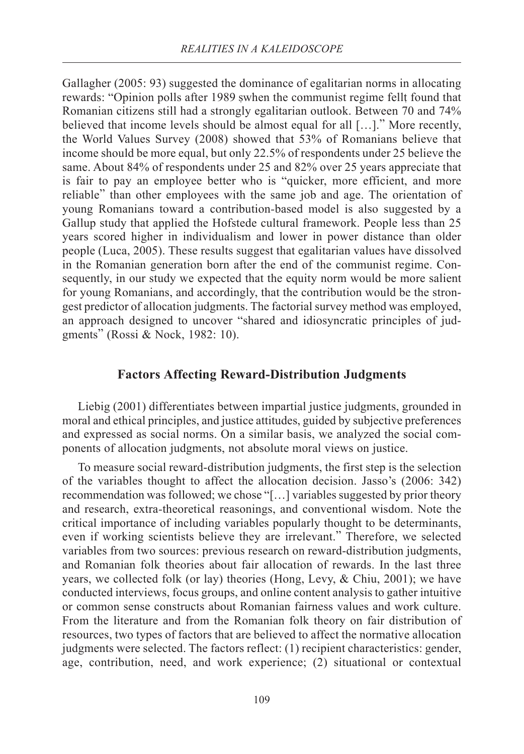Gallagher (2005: 93) suggested the dominance of egalitarian norms in allocating rewards: "Opinion polls after 1989 șwhen the communist regime fellț found that Romanian citizens still had a strongly egalitarian outlook. Between 70 and 74% believed that income levels should be almost equal for all […]." More recently, the World Values Survey (2008) showed that 53% of Romanians believe that income should be more equal, but only 22.5% of respondents under 25 believe the same. About 84% of respondents under 25 and 82% over 25 years appreciate that is fair to pay an employee better who is "quicker, more efficient, and more reliable" than other employees with the same job and age. The orientation of young Romanians toward a contribution-based model is also suggested by a Gallup study that applied the Hofstede cultural framework. People less than 25 years scored higher in individualism and lower in power distance than older people (Luca, 2005). These results suggest that egalitarian values have dissolved in the Romanian generation born after the end of the communist regime. Consequently, in our study we expected that the equity norm would be more salient for young Romanians, and accordingly, that the contribution would be the strongest predictor of allocation judgments. The factorial survey method was employed, an approach designed to uncover "shared and idiosyncratic principles of judgments" (Rossi & Nock, 1982: 10).

## Factors Affecting Reward-Distribution Judgments

Liebig (2001) differentiates between impartial justice judgments, grounded in moral and ethical principles, and justice attitudes, guided by subjective preferences and expressed as social norms. On a similar basis, we analyzed the social components of allocation judgments, not absolute moral views on justice.

To measure social reward-distribution judgments, the first step is the selection of the variables thought to affect the allocation decision. Jasso's (2006: 342) recommendation was followed; we chose "[…] variables suggested by prior theory and research, extra-theoretical reasonings, and conventional wisdom. Note the critical importance of including variables popularly thought to be determinants, even if working scientists believe they are irrelevant." Therefore, we selected variables from two sources: previous research on reward-distribution judgments, and Romanian folk theories about fair allocation of rewards. In the last three years, we collected folk (or lay) theories (Hong, Levy, & Chiu, 2001); we have conducted interviews, focus groups, and online content analysis to gather intuitive or common sense constructs about Romanian fairness values and work culture. From the literature and from the Romanian folk theory on fair distribution of resources, two types of factors that are believed to affect the normative allocation judgments were selected. The factors reflect: (1) recipient characteristics: gender, age, contribution, need, and work experience; (2) situational or contextual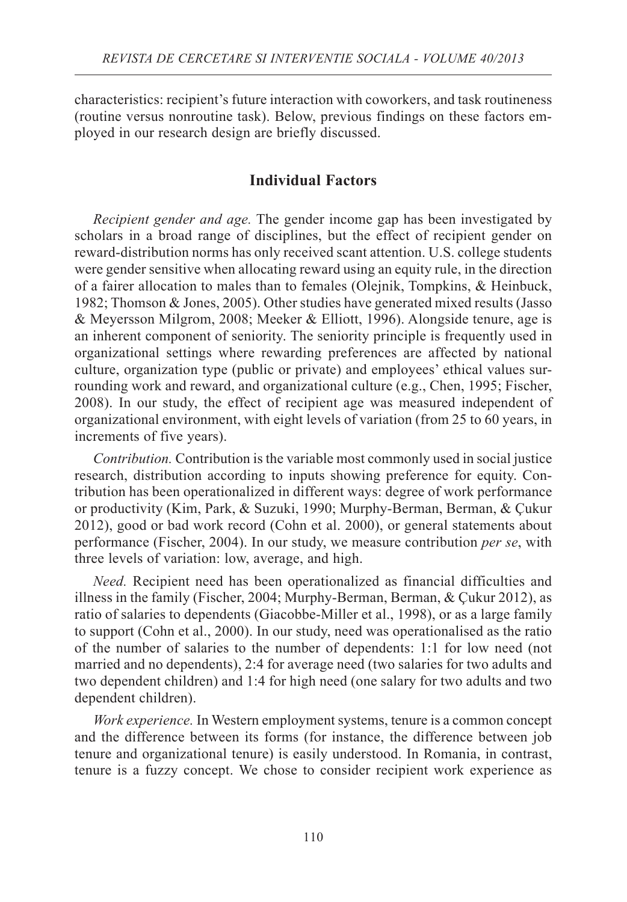characteristics: recipient's future interaction with coworkers, and task routineness (routine versus nonroutine task). Below, previous findings on these factors employed in our research design are briefly discussed.

## Individual Factors

*Recipient gender and age.* The gender income gap has been investigated by scholars in a broad range of disciplines, but the effect of recipient gender on reward-distribution norms has only received scant attention. U.S. college students were gender sensitive when allocating reward using an equity rule, in the direction of a fairer allocation to males than to females (Olejnik, Tompkins, & Heinbuck, 1982; Thomson & Jones, 2005). Other studies have generated mixed results (Jasso & Meyersson Milgrom, 2008; Meeker & Elliott, 1996). Alongside tenure, age is an inherent component of seniority. The seniority principle is frequently used in organizational settings where rewarding preferences are affected by national culture, organization type (public or private) and employees' ethical values surrounding work and reward, and organizational culture (e.g., Chen, 1995; Fischer, 2008). In our study, the effect of recipient age was measured independent of organizational environment, with eight levels of variation (from 25 to 60 years, in increments of five years).

*Contribution.* Contribution is the variable most commonly used in social justice research, distribution according to inputs showing preference for equity. Contribution has been operationalized in different ways: degree of work performance or productivity (Kim, Park, & Suzuki, 1990; Murphy-Berman, Berman, & Çukur 2012), good or bad work record (Cohn et al. 2000), or general statements about performance (Fischer, 2004). In our study, we measure contribution *per se*, with three levels of variation: low, average, and high.

*Need.* Recipient need has been operationalized as financial difficulties and illness in the family (Fischer, 2004; Murphy-Berman, Berman, & Çukur 2012), as ratio of salaries to dependents (Giacobbe-Miller et al., 1998), or as a large family to support (Cohn et al., 2000). In our study, need was operationalised as the ratio of the number of salaries to the number of dependents: 1:1 for low need (not married and no dependents), 2:4 for average need (two salaries for two adults and two dependent children) and 1:4 for high need (one salary for two adults and two dependent children).

*Work experience.* In Western employment systems, tenure is a common concept and the difference between its forms (for instance, the difference between job tenure and organizational tenure) is easily understood. In Romania, in contrast, tenure is a fuzzy concept. We chose to consider recipient work experience as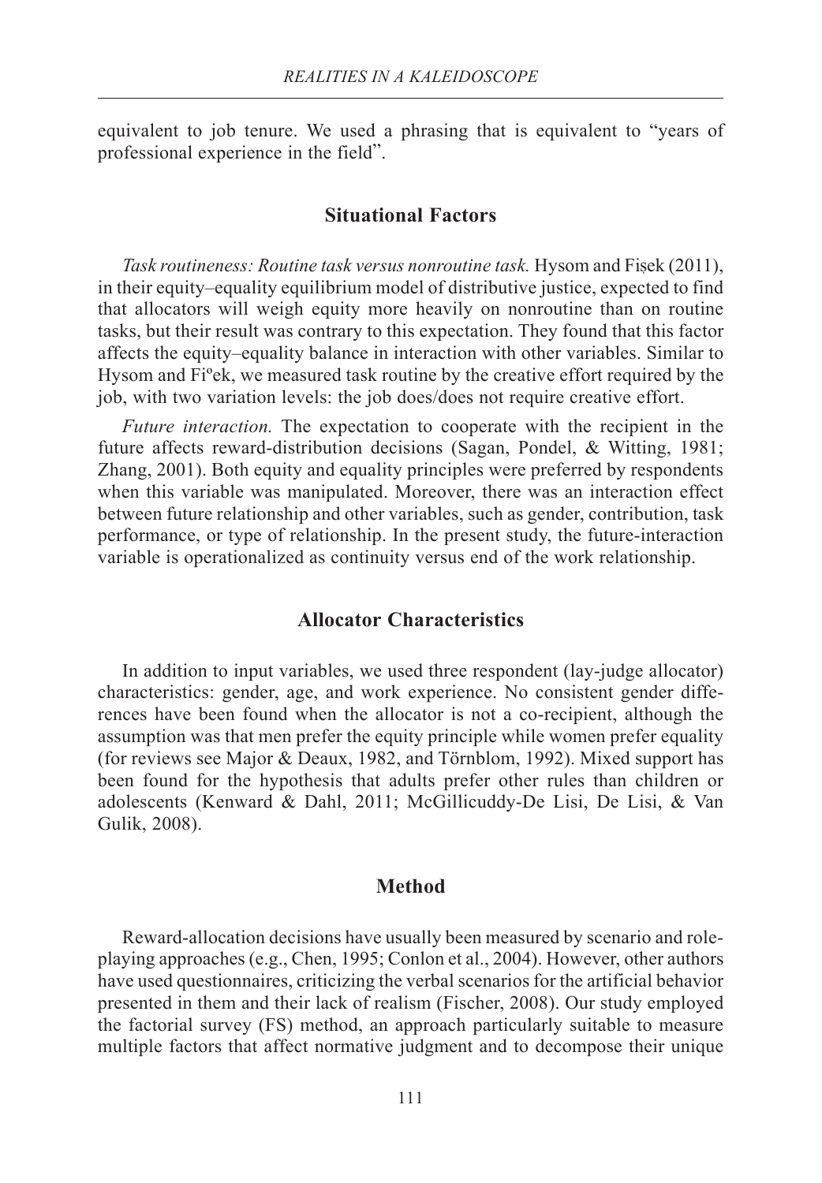equivalent to job tenure. We used a phrasing that is equivalent to "years of professional experience in the field".

## Situational Factors

*Task routineness: Routine task versus nonroutine task.* Hysom and Fișek (2011), in their equity–equality equilibrium model of distributive justice, expected to find that allocators will weigh equity more heavily on nonroutine than on routine tasks, but their result was contrary to this expectation. They found that this factor affects the equity–equality balance in interaction with other variables. Similar to Hysom and Fiºek, we measured task routine by the creative effort required by the job, with two variation levels: the job does/does not require creative effort.

*Future interaction.* The expectation to cooperate with the recipient in the future affects reward-distribution decisions (Sagan, Pondel, & Witting, 1981; Zhang, 2001). Both equity and equality principles were preferred by respondents when this variable was manipulated. Moreover, there was an interaction effect between future relationship and other variables, such as gender, contribution, task performance, or type of relationship. In the present study, the future-interaction variable is operationalized as continuity versus end of the work relationship.

## Allocator Characteristics

In addition to input variables, we used three respondent (lay-judge allocator) characteristics: gender, age, and work experience. No consistent gender differences have been found when the allocator is not a co-recipient, although the assumption was that men prefer the equity principle while women prefer equality (for reviews see Major & Deaux, 1982, and Törnblom, 1992). Mixed support has been found for the hypothesis that adults prefer other rules than children or adolescents (Kenward & Dahl, 2011; McGillicuddy-De Lisi, De Lisi, & Van Gulik, 2008).

## Method

Reward-allocation decisions have usually been measured by scenario and role-playing approaches (e.g., Chen, 1995; Conlon et al., 2004). However, other authors have used questionnaires, criticizing the verbal scenarios for the artificial behavior presented in them and their lack of realism (Fischer, 2008). Our study employed the factorial survey (FS) method, an approach particularly suitable to measure multiple factors that affect normative judgment and to decompose their unique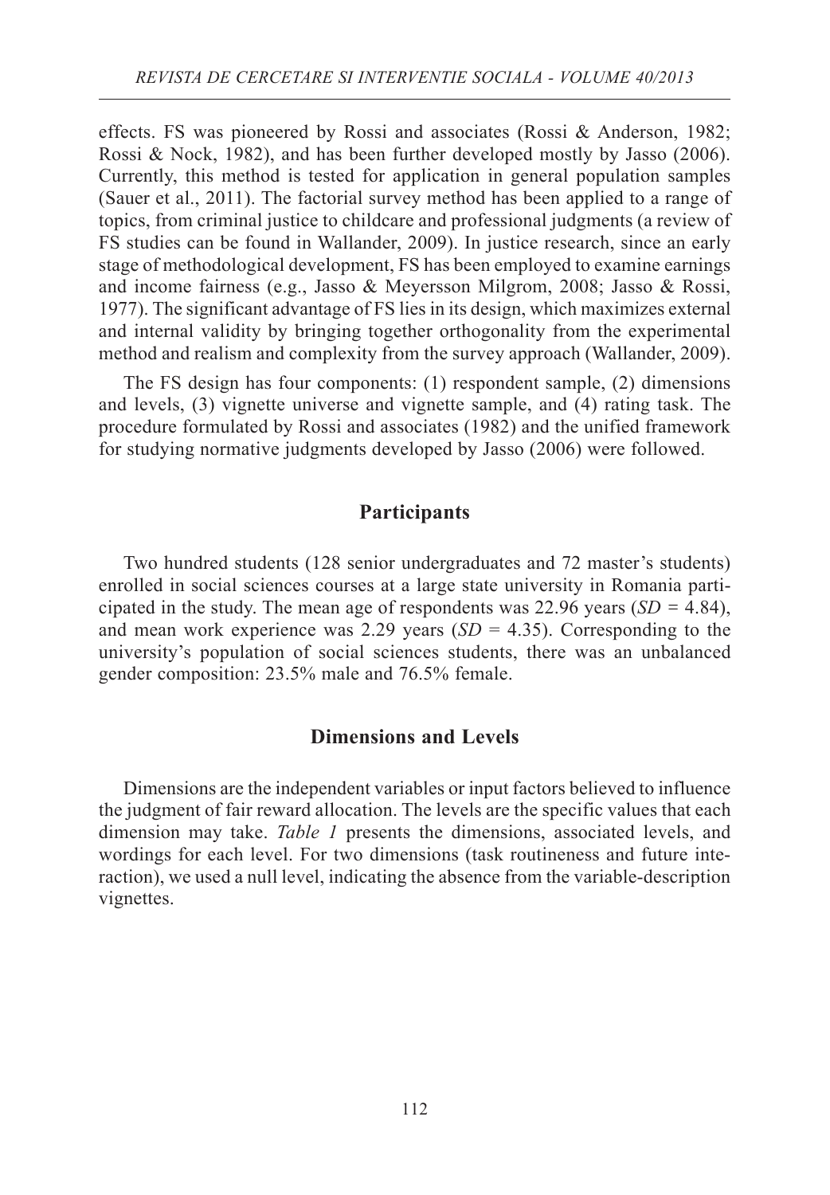effects. FS was pioneered by Rossi and associates (Rossi & Anderson, 1982; Rossi & Nock, 1982), and has been further developed mostly by Jasso (2006). Currently, this method is tested for application in general population samples (Sauer et al., 2011). The factorial survey method has been applied to a range of topics, from criminal justice to childcare and professional judgments (a review of FS studies can be found in Wallander, 2009). In justice research, since an early stage of methodological development, FS has been employed to examine earnings and income fairness (e.g., Jasso & Meyersson Milgrom, 2008; Jasso & Rossi, 1977). The significant advantage of FS lies in its design, which maximizes external and internal validity by bringing together orthogonality from the experimental method and realism and complexity from the survey approach (Wallander, 2009).

The FS design has four components: (1) respondent sample, (2) dimensions and levels, (3) vignette universe and vignette sample, and (4) rating task. The procedure formulated by Rossi and associates (1982) and the unified framework for studying normative judgments developed by Jasso (2006) were followed.

## Participants

Two hundred students (128 senior undergraduates and 72 master's students) enrolled in social sciences courses at a large state university in Romania participated in the study. The mean age of respondents was 22.96 years (*SD* = 4.84), and mean work experience was 2.29 years (*SD* = 4.35). Corresponding to the university's population of social sciences students, there was an unbalanced gender composition: 23.5% male and 76.5% female.

## Dimensions and Levels

Dimensions are the independent variables or input factors believed to influence the judgment of fair reward allocation. The levels are the specific values that each dimension may take. *Table 1* presents the dimensions, associated levels, and wordings for each level. For two dimensions (task routineness and future interaction), we used a null level, indicating the absence from the variable-description vignettes.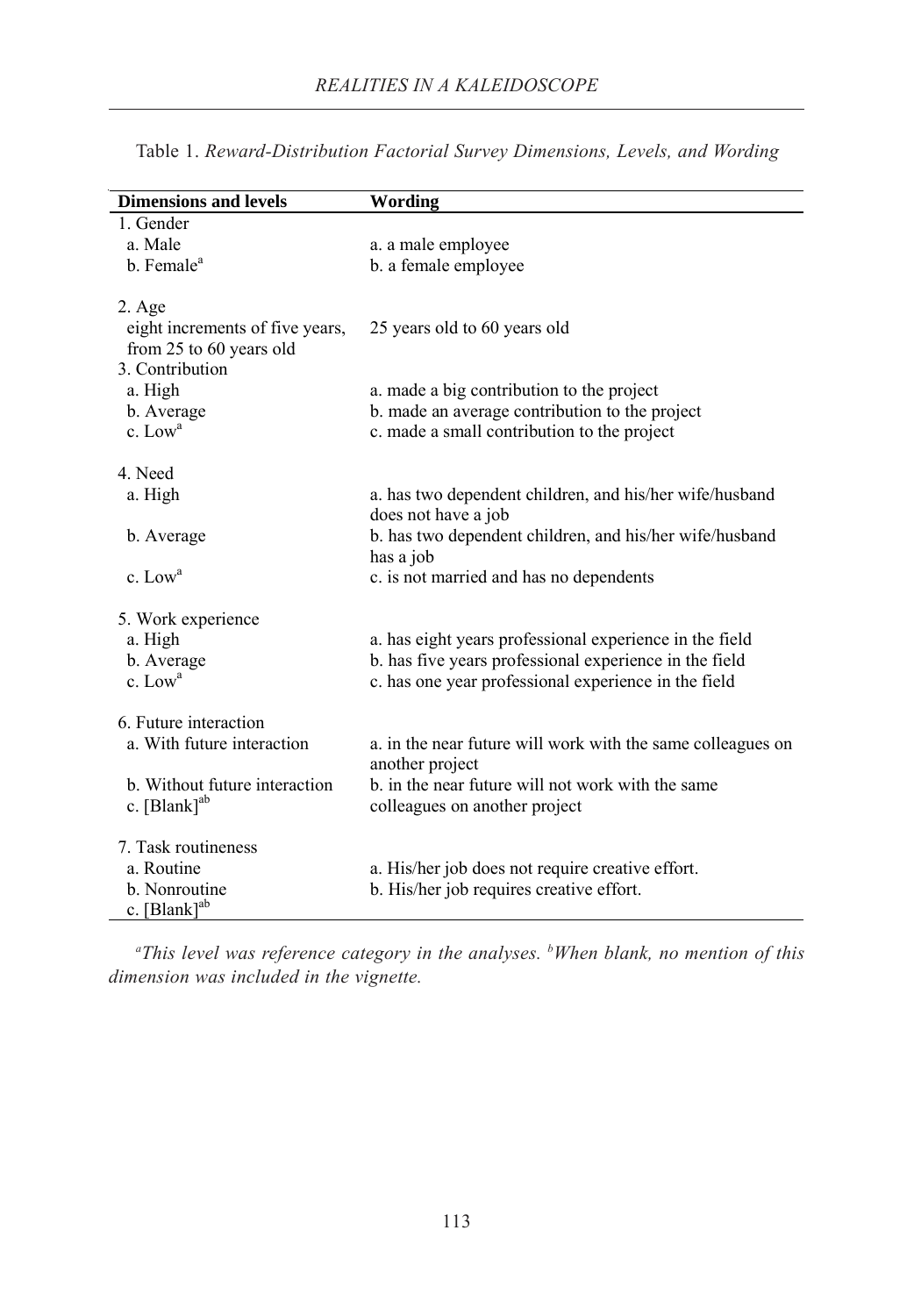Table 1. *Reward-Distribution Factorial Survey Dimensions, Levels, and Wording*

| **Dimensions and levels** | **Wording** |
|---|---|
| 1. Gender | |
| a. Male | a. a male employee |
| b. Female[a] | b. a female employee |
| 2. Age | |
| eight increments of five years, from 25 to 60 years old | 25 years old to 60 years old |
| 3. Contribution | |
| a. High | a. made a big contribution to the project |
| b. Average | b. made an average contribution to the project |
| c. Low[a] | c. made a small contribution to the project |
| 4. Need | |
| a. High | a. has two dependent children, and his/her wife/husband does not have a job |
| b. Average | b. has two dependent children, and his/her wife/husband has a job |
| c. Low[a] | c. is not married and has no dependents |
| 5. Work experience | |
| a. High | a. has eight years professional experience in the field |
| b. Average | b. has five years professional experience in the field |
| c. Low[a] | c. has one year professional experience in the field |
| 6. Future interaction | |
| a. With future interaction | a. in the near future will work with the same colleagues on another project |
| b. Without future interaction | b. in the near future will not work with the same colleagues on another project |
| c. [Blank][ab] | |
| 7. Task routineness | |
| a. Routine | a. His/her job does not require creative effort. |
| b. Nonroutine | b. His/her job requires creative effort. |
| c. [Blank][ab] | |

*[a]This level was reference category in the analyses. [b]When blank, no mention of this dimension was included in the vignette.*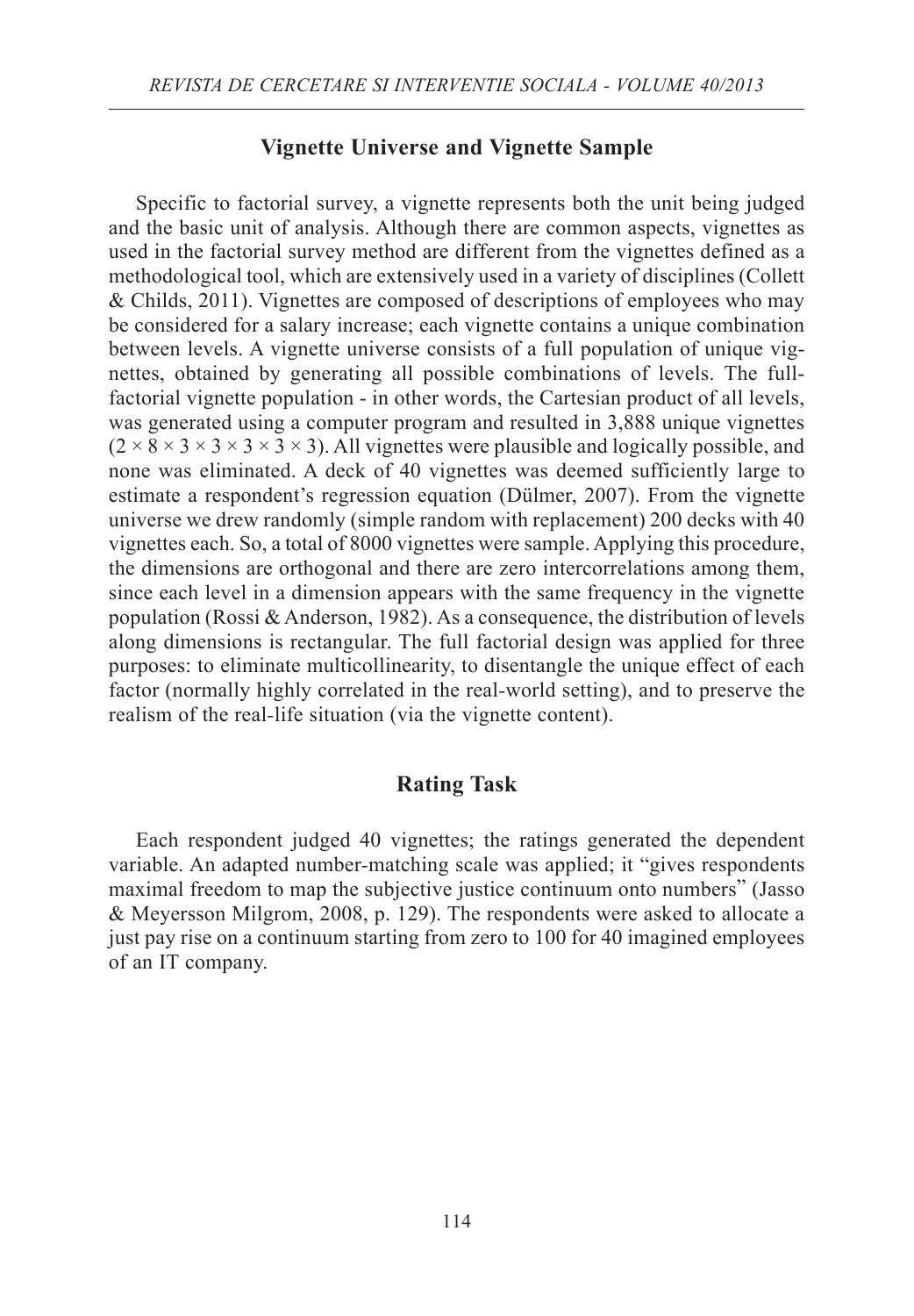### Vignette Universe and Vignette Sample

Specific to factorial survey, a vignette represents both the unit being judged and the basic unit of analysis. Although there are common aspects, vignettes as used in the factorial survey method are different from the vignettes defined as a methodological tool, which are extensively used in a variety of disciplines (Collett & Childs, 2011). Vignettes are composed of descriptions of employees who may be considered for a salary increase; each vignette contains a unique combination between levels. A vignette universe consists of a full population of unique vignettes, obtained by generating all possible combinations of levels. The full-factorial vignette population - in other words, the Cartesian product of all levels, was generated using a computer program and resulted in 3,888 unique vignettes ($2 \times 8 \times 3 \times 3 \times 3 \times 3 \times 3$). All vignettes were plausible and logically possible, and none was eliminated. A deck of 40 vignettes was deemed sufficiently large to estimate a respondent's regression equation (Dülmer, 2007). From the vignette universe we drew randomly (simple random with replacement) 200 decks with 40 vignettes each. So, a total of 8000 vignettes were sample. Applying this procedure, the dimensions are orthogonal and there are zero intercorrelations among them, since each level in a dimension appears with the same frequency in the vignette population (Rossi & Anderson, 1982). As a consequence, the distribution of levels along dimensions is rectangular. The full factorial design was applied for three purposes: to eliminate multicollinearity, to disentangle the unique effect of each factor (normally highly correlated in the real-world setting), and to preserve the realism of the real-life situation (via the vignette content).

### Rating Task

Each respondent judged 40 vignettes; the ratings generated the dependent variable. An adapted number-matching scale was applied; it "gives respondents maximal freedom to map the subjective justice continuum onto numbers" (Jasso & Meyersson Milgrom, 2008, p. 129). The respondents were asked to allocate a just pay rise on a continuum starting from zero to 100 for 40 imagined employees of an IT company.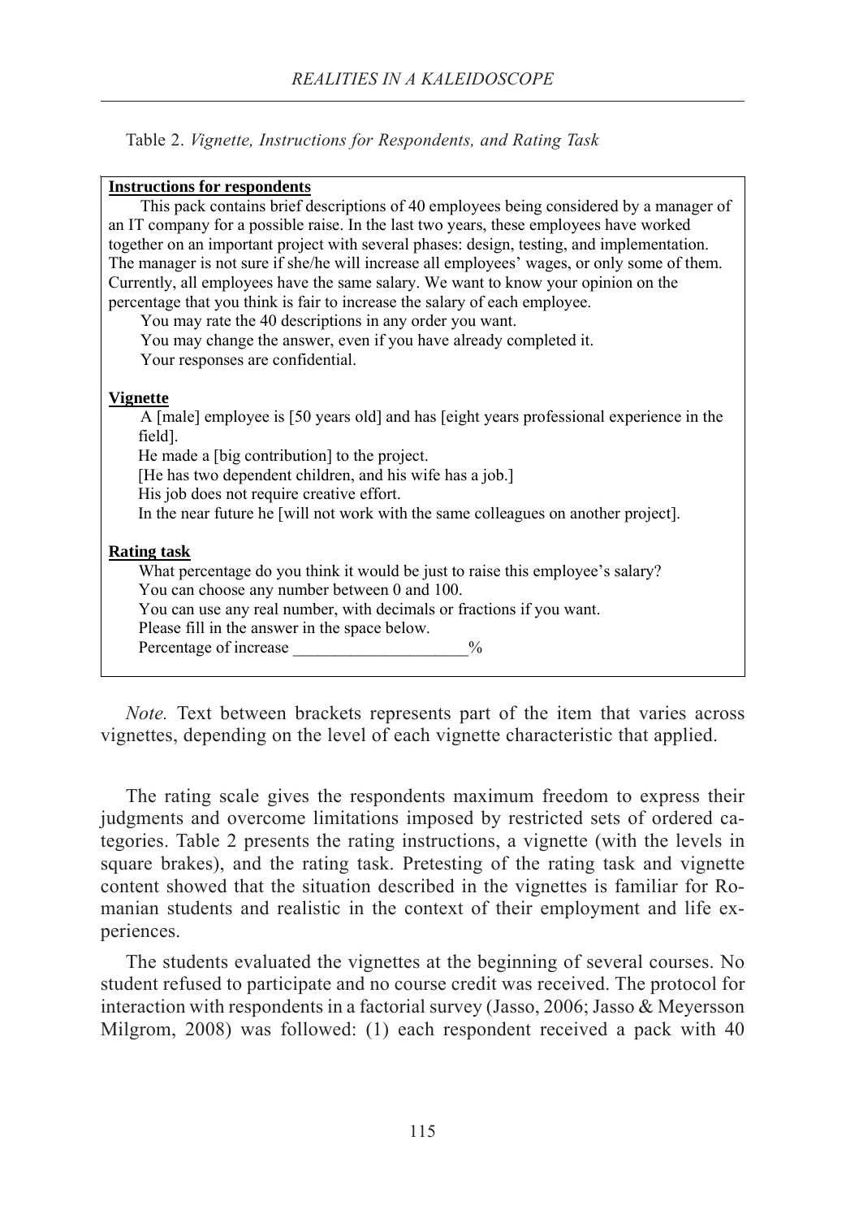Table 2. *Vignette, Instructions for Respondents, and Rating Task*

**Instructions for respondents**

This pack contains brief descriptions of 40 employees being considered by a manager of an IT company for a possible raise. In the last two years, these employees have worked together on an important project with several phases: design, testing, and implementation. The manager is not sure if she/he will increase all employees' wages, or only some of them. Currently, all employees have the same salary. We want to know your opinion on the percentage that you think is fair to increase the salary of each employee.

You may rate the 40 descriptions in any order you want.

You may change the answer, even if you have already completed it.

Your responses are confidential.

**Vignette**

A [male] employee is [50 years old] and has [eight years professional experience in the field].

He made a [big contribution] to the project.

[He has two dependent children, and his wife has a job.]

His job does not require creative effort.

In the near future he [will not work with the same colleagues on another project].

**Rating task**

What percentage do you think it would be just to raise this employee's salary?

You can choose any number between 0 and 100.

You can use any real number, with decimals or fractions if you want.

Please fill in the answer in the space below.

Percentage of increase ____________________%

*Note.* Text between brackets represents part of the item that varies across vignettes, depending on the level of each vignette characteristic that applied.

The rating scale gives the respondents maximum freedom to express their judgments and overcome limitations imposed by restricted sets of ordered categories. Table 2 presents the rating instructions, a vignette (with the levels in square brakes), and the rating task. Pretesting of the rating task and vignette content showed that the situation described in the vignettes is familiar for Romanian students and realistic in the context of their employment and life experiences.

The students evaluated the vignettes at the beginning of several courses. No student refused to participate and no course credit was received. The protocol for interaction with respondents in a factorial survey (Jasso, 2006; Jasso & Meyersson Milgrom, 2008) was followed: (1) each respondent received a pack with 40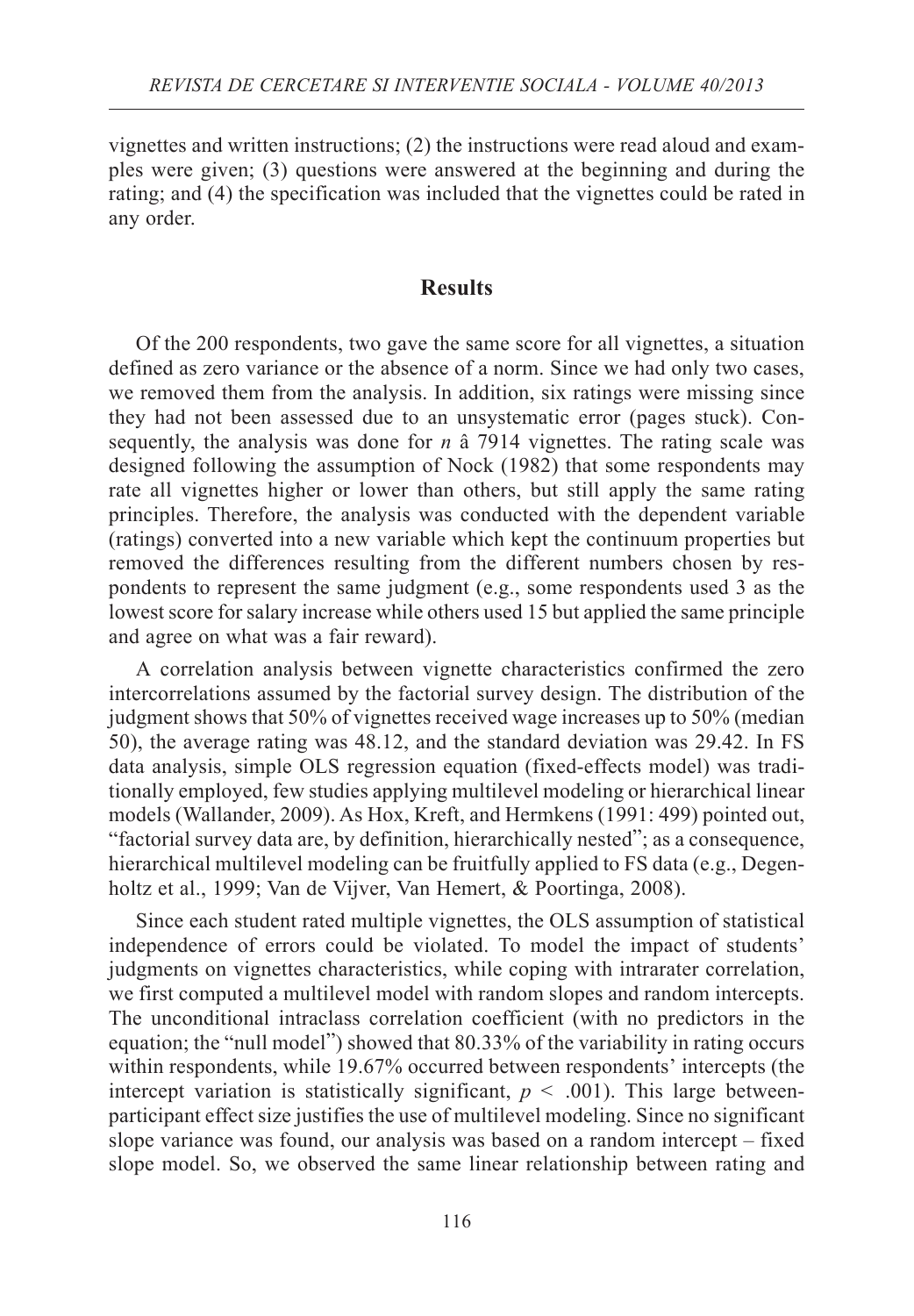vignettes and written instructions; (2) the instructions were read aloud and examples were given; (3) questions were answered at the beginning and during the rating; and (4) the specification was included that the vignettes could be rated in any order.

## Results

Of the 200 respondents, two gave the same score for all vignettes, a situation defined as zero variance or the absence of a norm. Since we had only two cases, we removed them from the analysis. In addition, six ratings were missing since they had not been assessed due to an unsystematic error (pages stuck). Consequently, the analysis was done for $n$ â 7914 vignettes. The rating scale was designed following the assumption of Nock (1982) that some respondents may rate all vignettes higher or lower than others, but still apply the same rating principles. Therefore, the analysis was conducted with the dependent variable (ratings) converted into a new variable which kept the continuum properties but removed the differences resulting from the different numbers chosen by respondents to represent the same judgment (e.g., some respondents used 3 as the lowest score for salary increase while others used 15 but applied the same principle and agree on what was a fair reward).

A correlation analysis between vignette characteristics confirmed the zero intercorrelations assumed by the factorial survey design. The distribution of the judgment shows that 50% of vignettes received wage increases up to 50% (median 50), the average rating was 48.12, and the standard deviation was 29.42. In FS data analysis, simple OLS regression equation (fixed-effects model) was traditionally employed, few studies applying multilevel modeling or hierarchical linear models (Wallander, 2009). As Hox, Kreft, and Hermkens (1991: 499) pointed out, "factorial survey data are, by definition, hierarchically nested"; as a consequence, hierarchical multilevel modeling can be fruitfully applied to FS data (e.g., Degenholtz et al., 1999; Van de Vijver, Van Hemert, & Poortinga, 2008).

Since each student rated multiple vignettes, the OLS assumption of statistical independence of errors could be violated. To model the impact of students' judgments on vignettes characteristics, while coping with intrarater correlation, we first computed a multilevel model with random slopes and random intercepts. The unconditional intraclass correlation coefficient (with no predictors in the equation; the "null model") showed that 80.33% of the variability in rating occurs within respondents, while 19.67% occurred between respondents' intercepts (the intercept variation is statistically significant, $p < .001$). This large between-participant effect size justifies the use of multilevel modeling. Since no significant slope variance was found, our analysis was based on a random intercept – fixed slope model. So, we observed the same linear relationship between rating and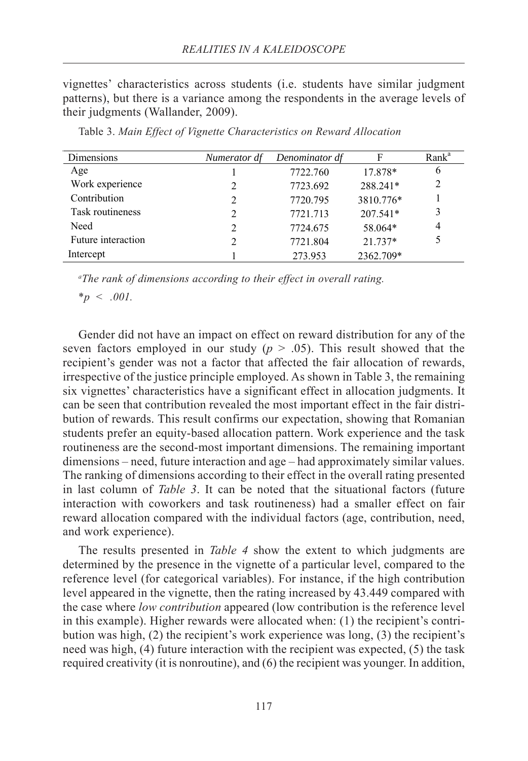vignettes' characteristics across students (i.e. students have similar judgment patterns), but there is a variance among the respondents in the average levels of their judgments (Wallander, 2009).

Table 3. *Main Effect of Vignette Characteristics on Reward Allocation*

| Dimensions | *Numerator df* | *Denominator df* | F | Rank[a] |
|---|---|---|---|---|
| Age | 1 | 7722.760 | 17.878* | 6 |
| Work experience | 2 | 7723.692 | 288.241* | 2 |
| Contribution | 2 | 7720.795 | 3810.776* | 1 |
| Task routineness | 2 | 7721.713 | 207.541* | 3 |
| Need | 2 | 7724.675 | 58.064* | 4 |
| Future interaction | 2 | 7721.804 | 21.737* | 5 |
| Intercept | 1 | 273.953 | 2362.709* | |

[a]*The rank of dimensions according to their effect in overall rating.*

**p* $< .001$.

Gender did not have an impact on effect on reward distribution for any of the seven factors employed in our study ($p > .05$). This result showed that the recipient's gender was not a factor that affected the fair allocation of rewards, irrespective of the justice principle employed. As shown in Table 3, the remaining six vignettes' characteristics have a significant effect in allocation judgments. It can be seen that contribution revealed the most important effect in the fair distribution of rewards. This result confirms our expectation, showing that Romanian students prefer an equity-based allocation pattern. Work experience and the task routineness are the second-most important dimensions. The remaining important dimensions – need, future interaction and age – had approximately similar values. The ranking of dimensions according to their effect in the overall rating presented in last column of *Table 3*. It can be noted that the situational factors (future interaction with coworkers and task routineness) had a smaller effect on fair reward allocation compared with the individual factors (age, contribution, need, and work experience).

The results presented in *Table 4* show the extent to which judgments are determined by the presence in the vignette of a particular level, compared to the reference level (for categorical variables). For instance, if the high contribution level appeared in the vignette, then the rating increased by 43.449 compared with the case where *low contribution* appeared (low contribution is the reference level in this example). Higher rewards were allocated when: (1) the recipient's contribution was high, (2) the recipient's work experience was long, (3) the recipient's need was high, (4) future interaction with the recipient was expected, (5) the task required creativity (it is nonroutine), and (6) the recipient was younger. In addition,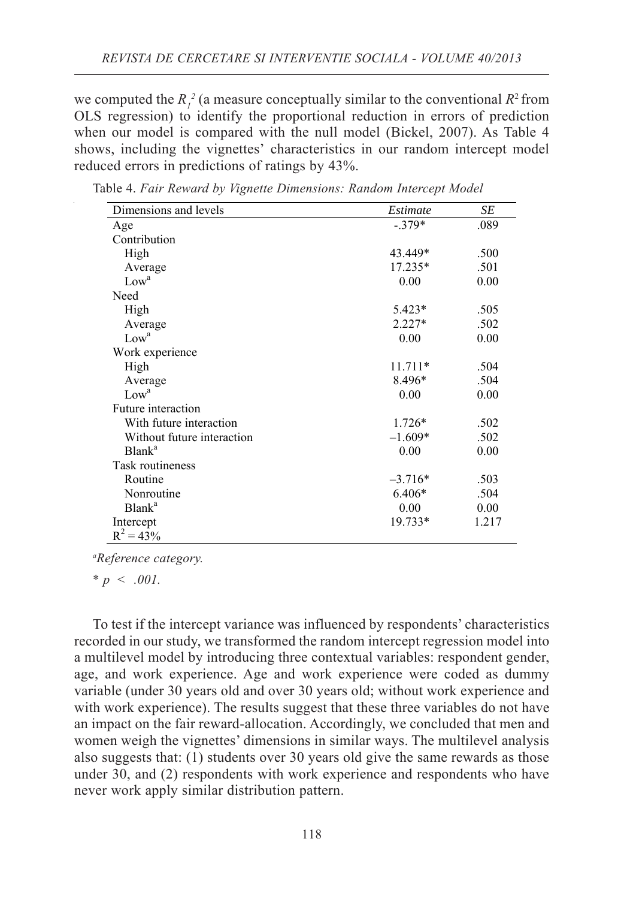we computed the $R_1^2$ (a measure conceptually similar to the conventional $R^2$ from OLS regression) to identify the proportional reduction in errors of prediction when our model is compared with the null model (Bickel, 2007). As Table 4 shows, including the vignettes' characteristics in our random intercept model reduced errors in predictions of ratings by 43%.

Table 4. *Fair Reward by Vignette Dimensions: Random Intercept Model*

| Dimensions and levels | *Estimate* | *SE* |
|---|---|---|
| Age | -.379* | .089 |
| Contribution | | |
| High | 43.449* | .500 |
| Average | 17.235* | .501 |
| Low[a] | 0.00 | 0.00 |
| Need | | |
| High | 5.423* | .505 |
| Average | 2.227* | .502 |
| Low[a] | 0.00 | 0.00 |
| Work experience | | |
| High | 11.711* | .504 |
| Average | 8.496* | .504 |
| Low[a] | 0.00 | 0.00 |
| Future interaction | | |
| With future interaction | 1.726* | .502 |
| Without future interaction | –1.609* | .502 |
| Blank[a] | 0.00 | 0.00 |
| Task routineness | | |
| Routine | –3.716* | .503 |
| Nonroutine | 6.406* | .504 |
| Blank[a] | 0.00 | 0.00 |
| Intercept | 19.733* | 1.217 |
| $R^2 = 43\%$ | | |

[a]*Reference category.*

* $p < .001$.

To test if the intercept variance was influenced by respondents' characteristics recorded in our study, we transformed the random intercept regression model into a multilevel model by introducing three contextual variables: respondent gender, age, and work experience. Age and work experience were coded as dummy variable (under 30 years old and over 30 years old; without work experience and with work experience). The results suggest that these three variables do not have an impact on the fair reward-allocation. Accordingly, we concluded that men and women weigh the vignettes' dimensions in similar ways. The multilevel analysis also suggests that: (1) students over 30 years old give the same rewards as those under 30, and (2) respondents with work experience and respondents who have never work apply similar distribution pattern.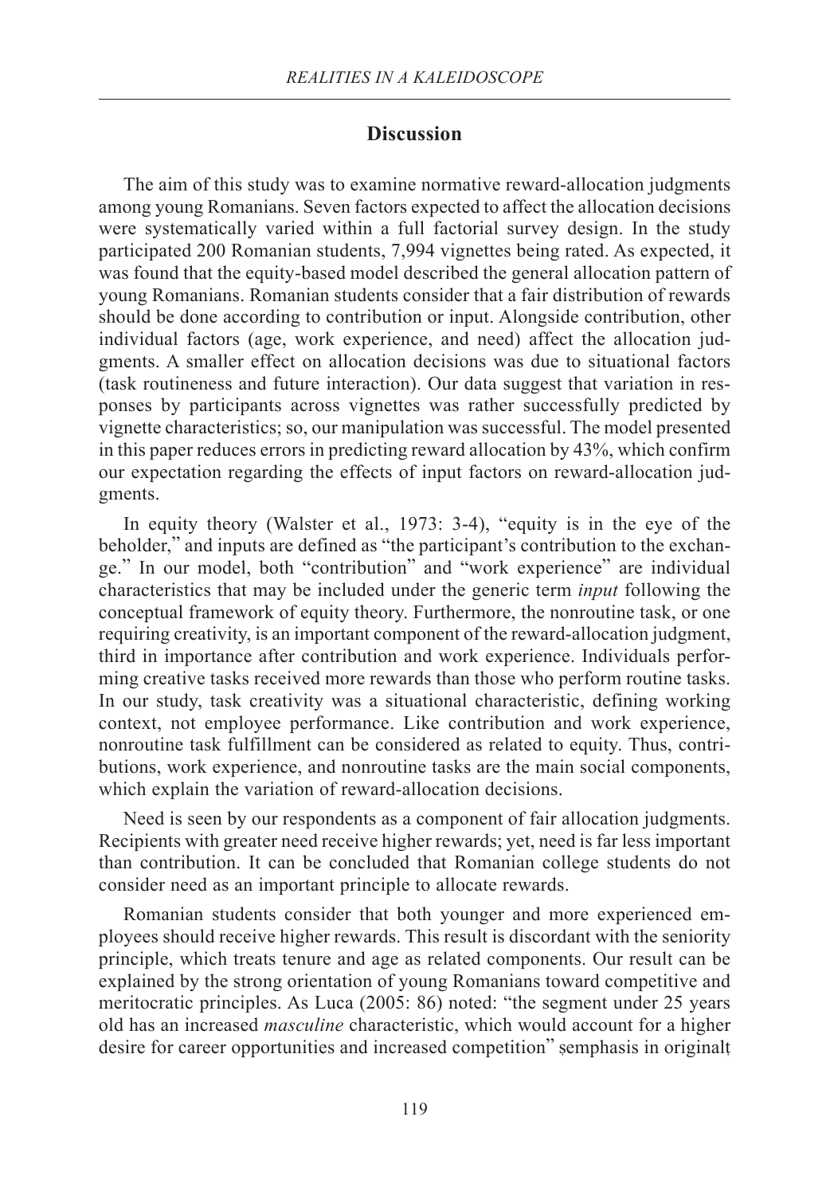## Discussion

The aim of this study was to examine normative reward-allocation judgments among young Romanians. Seven factors expected to affect the allocation decisions were systematically varied within a full factorial survey design. In the study participated 200 Romanian students, 7,994 vignettes being rated. As expected, it was found that the equity-based model described the general allocation pattern of young Romanians. Romanian students consider that a fair distribution of rewards should be done according to contribution or input. Alongside contribution, other individual factors (age, work experience, and need) affect the allocation judgments. A smaller effect on allocation decisions was due to situational factors (task routineness and future interaction). Our data suggest that variation in responses by participants across vignettes was rather successfully predicted by vignette characteristics; so, our manipulation was successful. The model presented in this paper reduces errors in predicting reward allocation by 43%, which confirm our expectation regarding the effects of input factors on reward-allocation judgments.

In equity theory (Walster et al., 1973: 3-4), "equity is in the eye of the beholder," and inputs are defined as "the participant's contribution to the exchange." In our model, both "contribution" and "work experience" are individual characteristics that may be included under the generic term *input* following the conceptual framework of equity theory. Furthermore, the nonroutine task, or one requiring creativity, is an important component of the reward-allocation judgment, third in importance after contribution and work experience. Individuals performing creative tasks received more rewards than those who perform routine tasks. In our study, task creativity was a situational characteristic, defining working context, not employee performance. Like contribution and work experience, nonroutine task fulfillment can be considered as related to equity. Thus, contributions, work experience, and nonroutine tasks are the main social components, which explain the variation of reward-allocation decisions.

Need is seen by our respondents as a component of fair allocation judgments. Recipients with greater need receive higher rewards; yet, need is far less important than contribution. It can be concluded that Romanian college students do not consider need as an important principle to allocate rewards.

Romanian students consider that both younger and more experienced employees should receive higher rewards. This result is discordant with the seniority principle, which treats tenure and age as related components. Our result can be explained by the strong orientation of young Romanians toward competitive and meritocratic principles. As Luca (2005: 86) noted: "the segment under 25 years old has an increased *masculine* characteristic, which would account for a higher desire for career opportunities and increased competition" șemphasis in originalț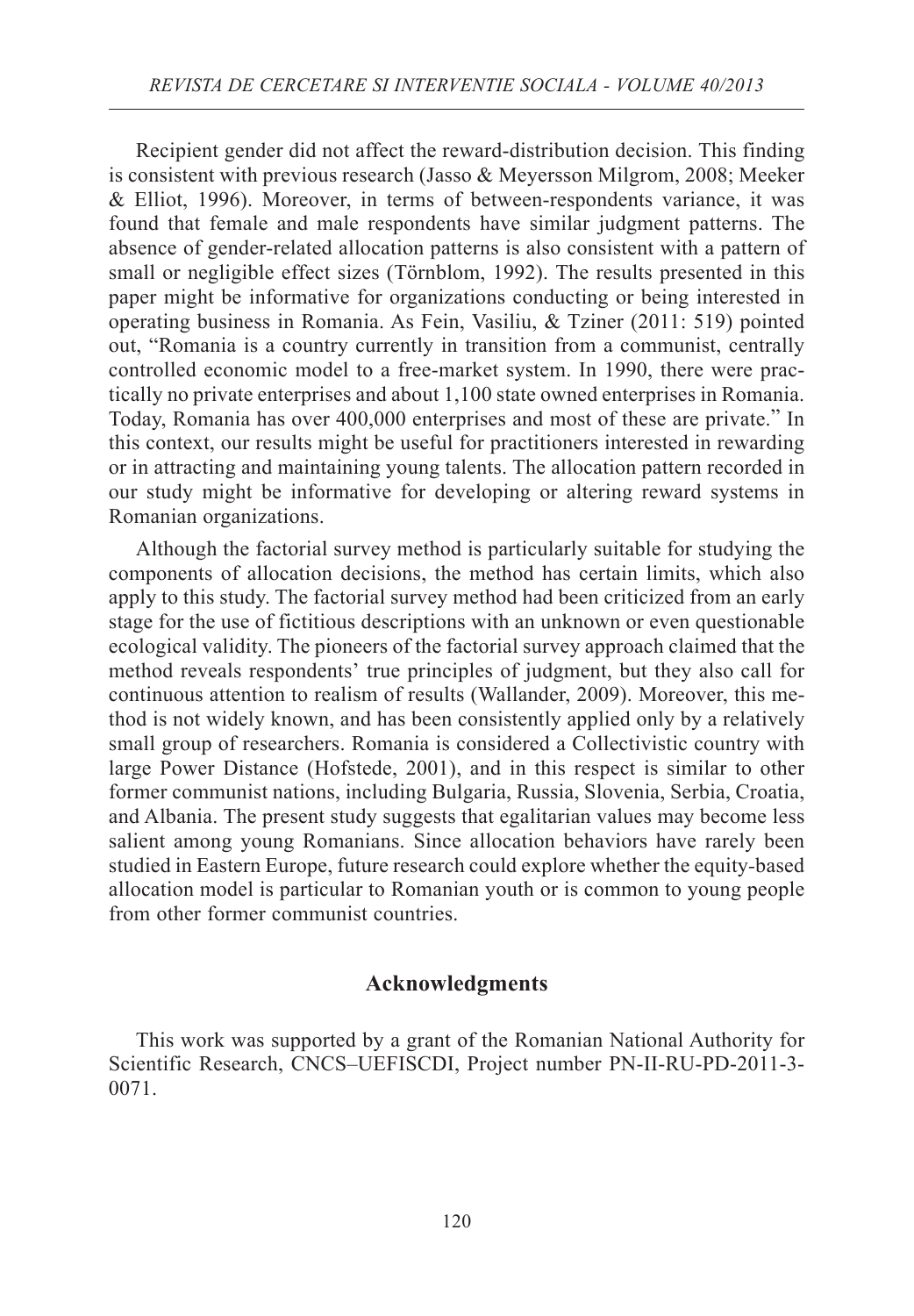Recipient gender did not affect the reward-distribution decision. This finding is consistent with previous research (Jasso & Meyersson Milgrom, 2008; Meeker & Elliot, 1996). Moreover, in terms of between-respondents variance, it was found that female and male respondents have similar judgment patterns. The absence of gender-related allocation patterns is also consistent with a pattern of small or negligible effect sizes (Törnblom, 1992). The results presented in this paper might be informative for organizations conducting or being interested in operating business in Romania. As Fein, Vasiliu, & Tziner (2011: 519) pointed out, "Romania is a country currently in transition from a communist, centrally controlled economic model to a free-market system. In 1990, there were practically no private enterprises and about 1,100 state owned enterprises in Romania. Today, Romania has over 400,000 enterprises and most of these are private." In this context, our results might be useful for practitioners interested in rewarding or in attracting and maintaining young talents. The allocation pattern recorded in our study might be informative for developing or altering reward systems in Romanian organizations.

Although the factorial survey method is particularly suitable for studying the components of allocation decisions, the method has certain limits, which also apply to this study. The factorial survey method had been criticized from an early stage for the use of fictitious descriptions with an unknown or even questionable ecological validity. The pioneers of the factorial survey approach claimed that the method reveals respondents' true principles of judgment, but they also call for continuous attention to realism of results (Wallander, 2009). Moreover, this method is not widely known, and has been consistently applied only by a relatively small group of researchers. Romania is considered a Collectivistic country with large Power Distance (Hofstede, 2001), and in this respect is similar to other former communist nations, including Bulgaria, Russia, Slovenia, Serbia, Croatia, and Albania. The present study suggests that egalitarian values may become less salient among young Romanians. Since allocation behaviors have rarely been studied in Eastern Europe, future research could explore whether the equity-based allocation model is particular to Romanian youth or is common to young people from other former communist countries.

## Acknowledgments

This work was supported by a grant of the Romanian National Authority for Scientific Research, CNCS–UEFISCDI, Project number PN-II-RU-PD-2011-3-0071.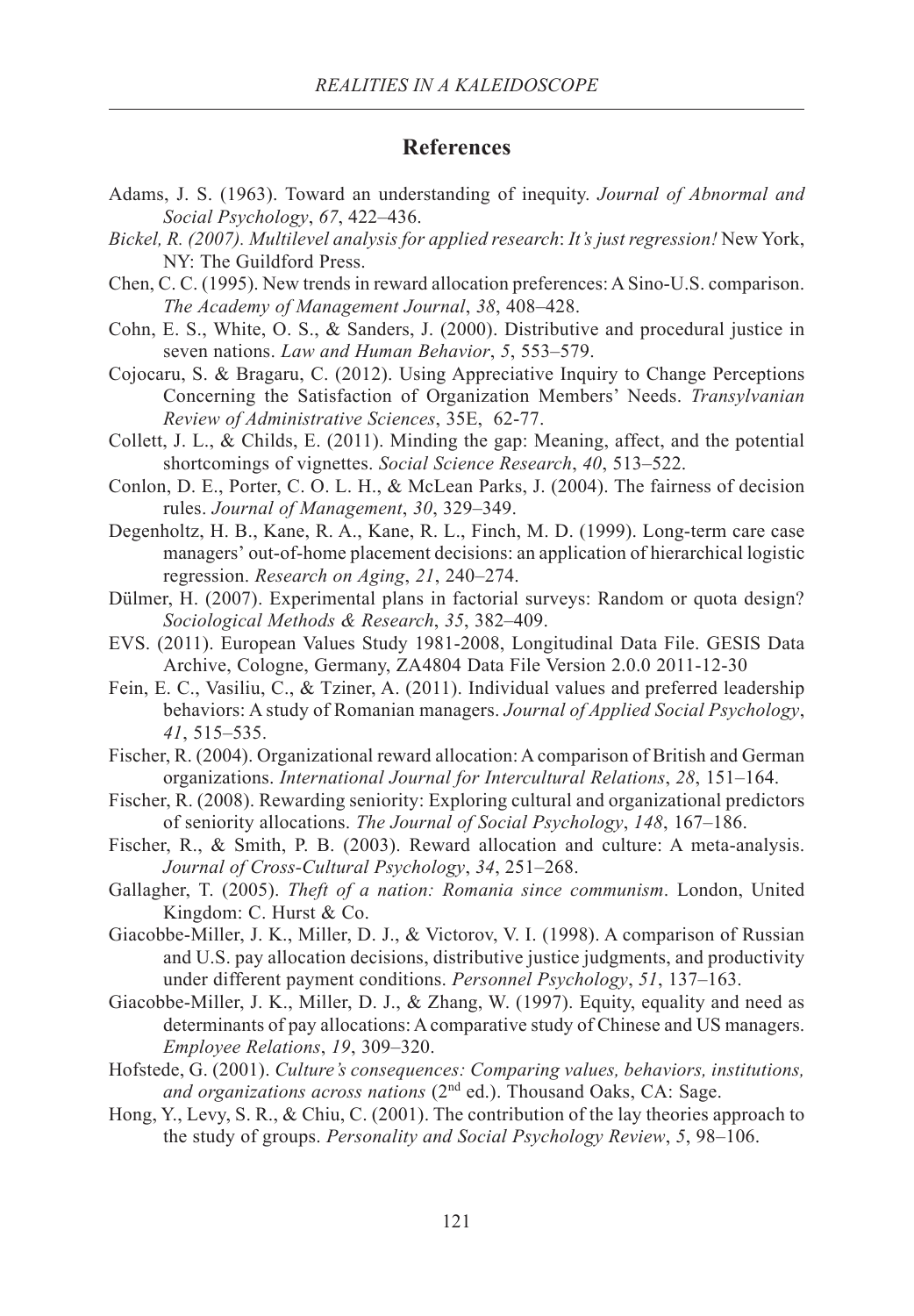## References

Adams, J. S. (1963). Toward an understanding of inequity. *Journal of Abnormal and Social Psychology*, *67*, 422–436.

*Bickel, R. (2007). Multilevel analysis for applied research*: *It's just regression!* New York, NY: The Guildford Press.

Chen, C. C. (1995). New trends in reward allocation preferences: A Sino-U.S. comparison. *The Academy of Management Journal*, *38*, 408–428.

Cohn, E. S., White, O. S., & Sanders, J. (2000). Distributive and procedural justice in seven nations. *Law and Human Behavior*, *5*, 553–579.

Cojocaru, S. & Bragaru, C. (2012). Using Appreciative Inquiry to Change Perceptions Concerning the Satisfaction of Organization Members' Needs. *Transylvanian Review of Administrative Sciences*, 35E, 62-77.

Collett, J. L., & Childs, E. (2011). Minding the gap: Meaning, affect, and the potential shortcomings of vignettes. *Social Science Research*, *40*, 513–522.

Conlon, D. E., Porter, C. O. L. H., & McLean Parks, J. (2004). The fairness of decision rules. *Journal of Management*, *30*, 329–349.

Degenholtz, H. B., Kane, R. A., Kane, R. L., Finch, M. D. (1999). Long-term care case managers' out-of-home placement decisions: an application of hierarchical logistic regression. *Research on Aging*, *21*, 240–274.

Dülmer, H. (2007). Experimental plans in factorial surveys: Random or quota design? *Sociological Methods & Research*, *35*, 382–409.

EVS. (2011). European Values Study 1981-2008, Longitudinal Data File. GESIS Data Archive, Cologne, Germany, ZA4804 Data File Version 2.0.0 2011-12-30

Fein, E. C., Vasiliu, C., & Tziner, A. (2011). Individual values and preferred leadership behaviors: A study of Romanian managers. *Journal of Applied Social Psychology*, *41*, 515–535.

Fischer, R. (2004). Organizational reward allocation: A comparison of British and German organizations. *International Journal for Intercultural Relations*, *28*, 151–164.

Fischer, R. (2008). Rewarding seniority: Exploring cultural and organizational predictors of seniority allocations. *The Journal of Social Psychology*, *148*, 167–186.

Fischer, R., & Smith, P. B. (2003). Reward allocation and culture: A meta-analysis. *Journal of Cross-Cultural Psychology*, *34*, 251–268.

Gallagher, T. (2005). *Theft of a nation: Romania since communism*. London, United Kingdom: C. Hurst & Co.

Giacobbe-Miller, J. K., Miller, D. J., & Victorov, V. I. (1998). A comparison of Russian and U.S. pay allocation decisions, distributive justice judgments, and productivity under different payment conditions. *Personnel Psychology*, *51*, 137–163.

Giacobbe-Miller, J. K., Miller, D. J., & Zhang, W. (1997). Equity, equality and need as determinants of pay allocations: A comparative study of Chinese and US managers. *Employee Relations*, *19*, 309–320.

Hofstede, G. (2001). *Culture's consequences: Comparing values, behaviors, institutions, and organizations across nations* (2nd ed.). Thousand Oaks, CA: Sage.

Hong, Y., Levy, S. R., & Chiu, C. (2001). The contribution of the lay theories approach to the study of groups. *Personality and Social Psychology Review*, *5*, 98–106.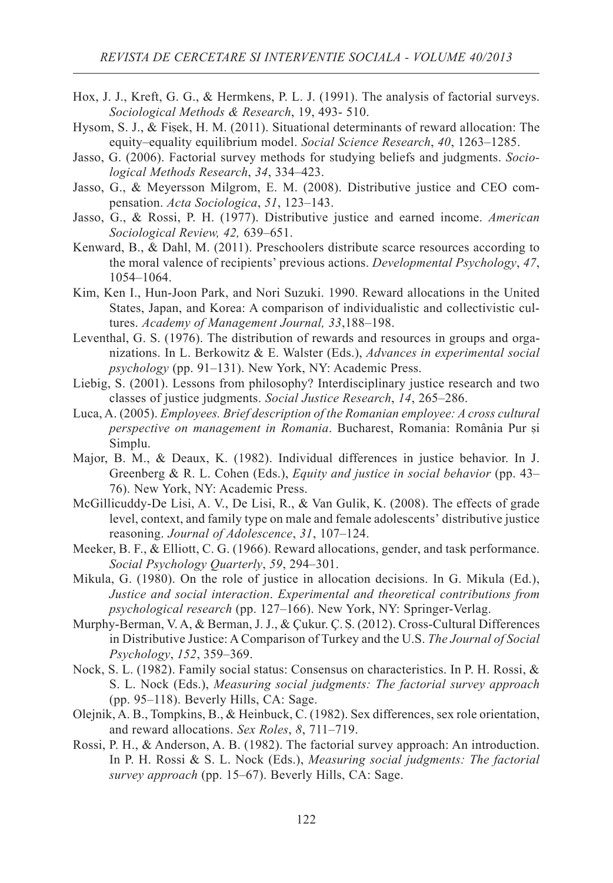Hox, J. J., Kreft, G. G., & Hermkens, P. L. J. (1991). The analysis of factorial surveys. *Sociological Methods & Research*, 19, 493- 510.

Hysom, S. J., & Fişek, H. M. (2011). Situational determinants of reward allocation: The equity–equality equilibrium model. *Social Science Research*, *40*, 1263–1285.

Jasso, G. (2006). Factorial survey methods for studying beliefs and judgments. *Sociological Methods Research*, *34*, 334–423.

Jasso, G., & Meyersson Milgrom, E. M. (2008). Distributive justice and CEO compensation. *Acta Sociologica*, *51*, 123–143.

Jasso, G., & Rossi, P. H. (1977). Distributive justice and earned income. *American Sociological Review, 42,* 639–651.

Kenward, B., & Dahl, M. (2011). Preschoolers distribute scarce resources according to the moral valence of recipients' previous actions. *Developmental Psychology*, *47*, 1054–1064.

Kim, Ken I., Hun-Joon Park, and Nori Suzuki. 1990. Reward allocations in the United States, Japan, and Korea: A comparison of individualistic and collectivistic cultures. *Academy of Management Journal, 33*,188–198.

Leventhal, G. S. (1976). The distribution of rewards and resources in groups and organizations. In L. Berkowitz & E. Walster (Eds.), *Advances in experimental social psychology* (pp. 91–131). New York, NY: Academic Press.

Liebig, S. (2001). Lessons from philosophy? Interdisciplinary justice research and two classes of justice judgments. *Social Justice Research*, *14*, 265–286.

Luca, A. (2005). *Employees. Brief description of the Romanian employee: A cross cultural perspective on management in Romania*. Bucharest, Romania: România Pur și Simplu.

Major, B. M., & Deaux, K. (1982). Individual differences in justice behavior. In J. Greenberg & R. L. Cohen (Eds.), *Equity and justice in social behavior* (pp. 43–76). New York, NY: Academic Press.

McGillicuddy-De Lisi, A. V., De Lisi, R., & Van Gulik, K. (2008). The effects of grade level, context, and family type on male and female adolescents' distributive justice reasoning. *Journal of Adolescence*, *31*, 107–124.

Meeker, B. F., & Elliott, C. G. (1966). Reward allocations, gender, and task performance. *Social Psychology Quarterly*, *59*, 294–301.

Mikula, G. (1980). On the role of justice in allocation decisions. In G. Mikula (Ed.), *Justice and social interaction. Experimental and theoretical contributions from psychological research* (pp. 127–166). New York, NY: Springer-Verlag.

Murphy-Berman, V. A, & Berman, J. J., & Çukur. Ç. Ș. (2012). Cross-Cultural Differences in Distributive Justice: A Comparison of Turkey and the U.S. *The Journal of Social Psychology*, *152*, 359–369.

Nock, S. L. (1982). Family social status: Consensus on characteristics. In P. H. Rossi, & S. L. Nock (Eds.), *Measuring social judgments: The factorial survey approach* (pp. 95–118). Beverly Hills, CA: Sage.

Olejnik, A. B., Tompkins, B., & Heinbuck, C. (1982). Sex differences, sex role orientation, and reward allocations. *Sex Roles*, *8*, 711–719.

Rossi, P. H., & Anderson, A. B. (1982). The factorial survey approach: An introduction. In P. H. Rossi & S. L. Nock (Eds.), *Measuring social judgments: The factorial survey approach* (pp. 15–67). Beverly Hills, CA: Sage.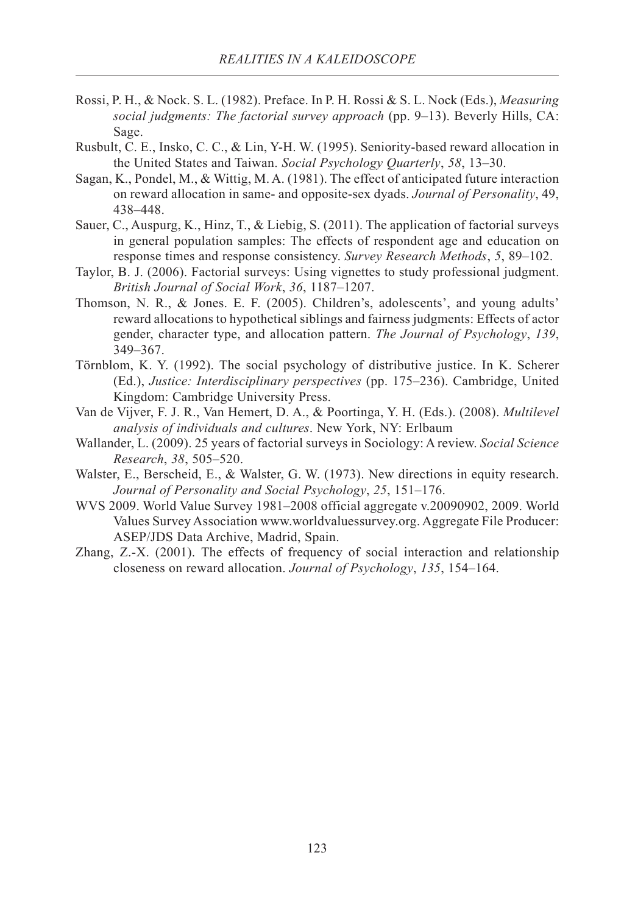Rossi, P. H., & Nock. S. L. (1982). Preface. In P. H. Rossi & S. L. Nock (Eds.), *Measuring social judgments: The factorial survey approach* (pp. 9–13). Beverly Hills, CA: Sage.

Rusbult, C. E., Insko, C. C., & Lin, Y-H. W. (1995). Seniority-based reward allocation in the United States and Taiwan. *Social Psychology Quarterly*, *58*, 13–30.

Sagan, K., Pondel, M., & Wittig, M. A. (1981). The effect of anticipated future interaction on reward allocation in same- and opposite-sex dyads. *Journal of Personality*, 49, 438–448.

Sauer, C., Auspurg, K., Hinz, T., & Liebig, S. (2011). The application of factorial surveys in general population samples: The effects of respondent age and education on response times and response consistency. *Survey Research Methods*, *5*, 89–102.

Taylor, B. J. (2006). Factorial surveys: Using vignettes to study professional judgment. *British Journal of Social Work*, *36*, 1187–1207.

Thomson, N. R., & Jones. E. F. (2005). Children's, adolescents', and young adults' reward allocations to hypothetical siblings and fairness judgments: Effects of actor gender, character type, and allocation pattern. *The Journal of Psychology*, *139*, 349–367.

Törnblom, K. Y. (1992). The social psychology of distributive justice. In K. Scherer (Ed.), *Justice: Interdisciplinary perspectives* (pp. 175–236). Cambridge, United Kingdom: Cambridge University Press.

Van de Vijver, F. J. R., Van Hemert, D. A., & Poortinga, Y. H. (Eds.). (2008). *Multilevel analysis of individuals and cultures*. New York, NY: Erlbaum

Wallander, L. (2009). 25 years of factorial surveys in Sociology: A review. *Social Science Research*, *38*, 505–520.

Walster, E., Berscheid, E., & Walster, G. W. (1973). New directions in equity research. *Journal of Personality and Social Psychology*, *25*, 151–176.

WVS 2009. World Value Survey 1981–2008 official aggregate v.20090902, 2009. World Values Survey Association www.worldvaluessurvey.org. Aggregate File Producer: ASEP/JDS Data Archive, Madrid, Spain.

Zhang, Z.-X. (2001). The effects of frequency of social interaction and relationship closeness on reward allocation. *Journal of Psychology*, *135*, 154–164.